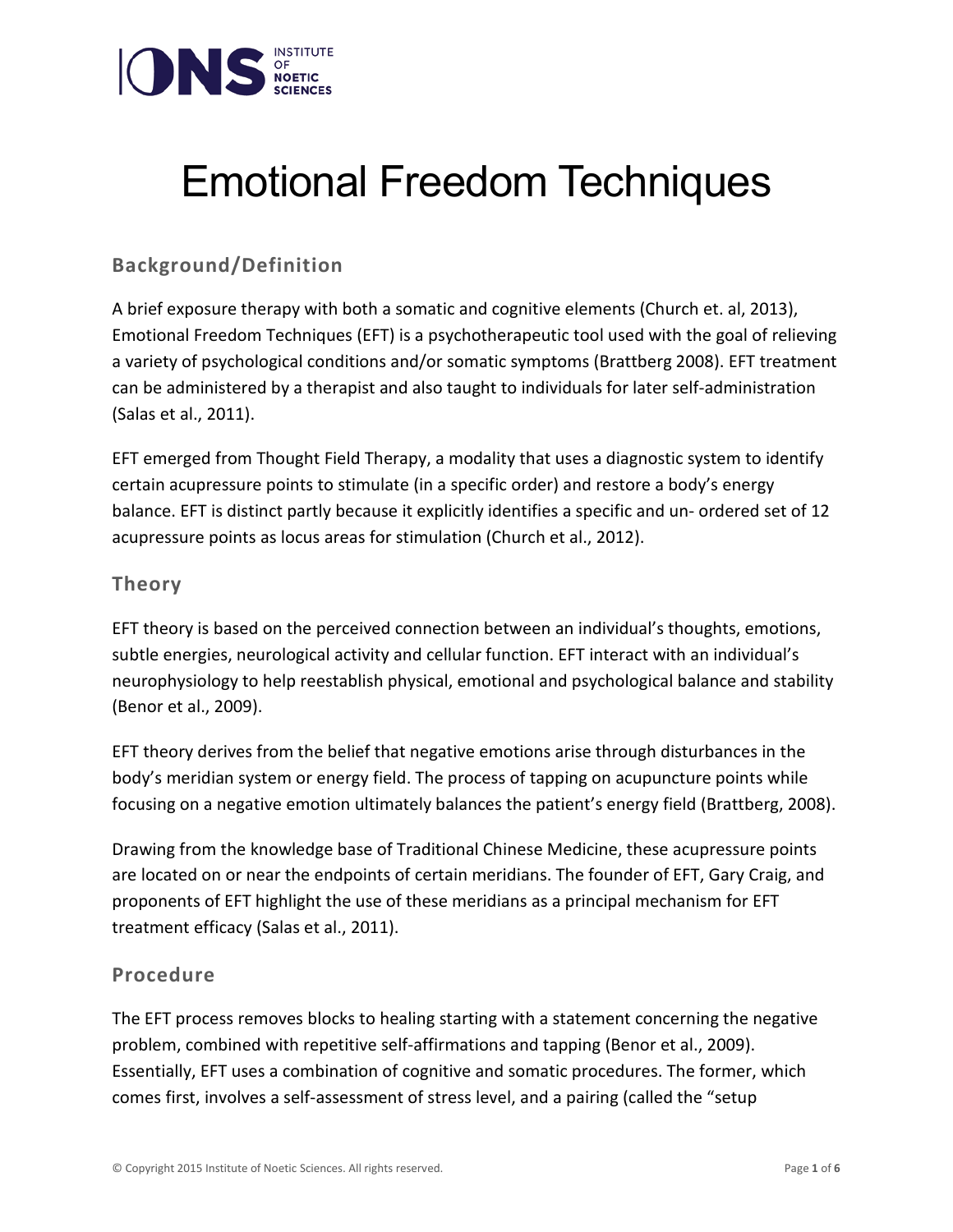# Emotional Freedom Techniques

## Background/Definition

A brief exposure therapy with both a somatic and cognitive elements (Church et. al, 2013), Emotional Freedom Techniques (EFT) is a psychotherapeutic tool used with the goal of relieving a variety of psychological conditions and/or somatic symptoms (Brattberg 2008). EFT treatment can be administered by a therapist and also taught to individuals for later self-administration (Salas et al., 2011).

EFT emerged from Thought Field Therapy, a modality that uses a diagnostic system to identify certain acupressure points to stimulate (in a specific order) and restore a body's energy balance. EFT is distinct partly because it explicitly identifies a specific and un- ordered set of 12 acupressure points as locus areas for stimulation (Church et al., 2012).

## Theory

EFT theory is based on the perceived connection between an individual's thoughts, emotions, subtle energies, neurological activity and cellular function. EFT interact with an individual's neurophysiology to help reestablish physical, emotional and psychological balance and stability (Benor et al., 2009).

EFT theory derives from the belief that negative emotions arise through disturbances in the body's meridian system or energy field. The process of tapping on acupuncture points while focusing on a negative emotion ultimately balances the patient's energy field (Brattberg, 2008).

Drawing from the knowledge base of Traditional Chinese Medicine, these acupressure points are located on or near the endpoints of certain meridians. The founder of EFT, Gary Craig, and proponents of EFT highlight the use of these meridians as a principal mechanism for EFT treatment efficacy (Salas et al., 2011).

## Procedure

The EFT process removes blocks to healing starting with a statement concerning the negative problem, combined with repetitive self-affirmations and tapping (Benor et al., 2009). Essentially, EFT uses a combination of cognitive and somatic procedures. The former, which comes first, involves a self-assessment of stress level, and a pairing (called the "setup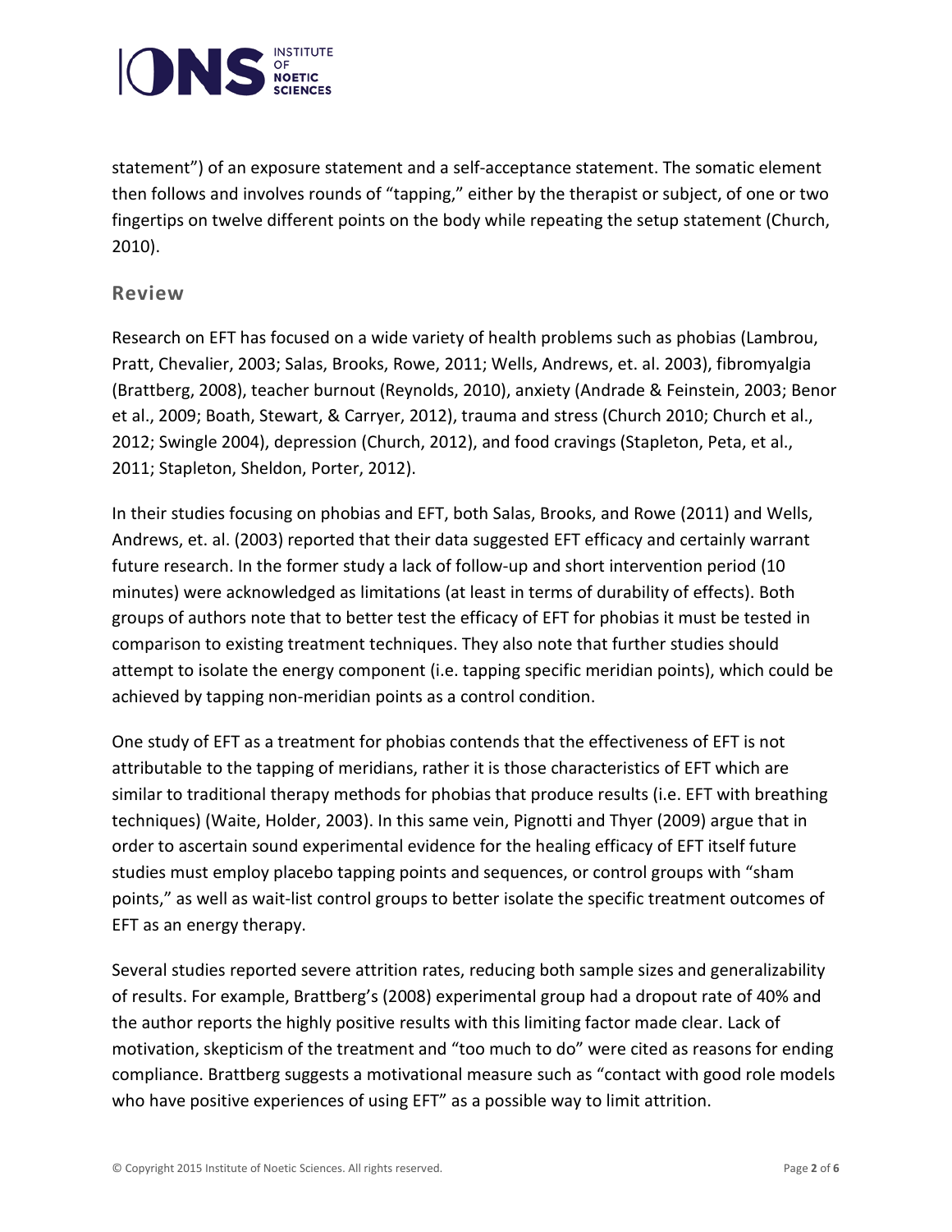statement") of an exposure statement and a self-acceptance statement. The somatic element then follows and involves rounds of "tapping," either by the therapist or subject, of one or two fingertips on twelve different points on the body while repeating the setup statement (Church, 2010).

## Review

Research on EFT has focused on a wide variety of health problems such as phobias (Lambrou, Pratt, Chevalier, 2003; Salas, Brooks, Rowe, 2011; Wells, Andrews, et. al. 2003), fibromyalgia (Brattberg, 2008), teacher burnout (Reynolds, 2010), anxiety (Andrade & Feinstein, 2003; Benor et al., 2009; Boath, Stewart, & Carryer, 2012), trauma and stress (Church 2010; Church et al., 2012; Swingle 2004), depression (Church, 2012), and food cravings (Stapleton, Peta, et al., 2011; Stapleton, Sheldon, Porter, 2012).

In their studies focusing on phobias and EFT, both Salas, Brooks, and Rowe (2011) and Wells, Andrews, et. al. (2003) reported that their data suggested EFT efficacy and certainly warrant future research. In the former study a lack of follow-up and short intervention period (10 minutes) were acknowledged as limitations (at least in terms of durability of effects). Both groups of authors note that to better test the efficacy of EFT for phobias it must be tested in comparison to existing treatment techniques. They also note that further studies should attempt to isolate the energy component (i.e. tapping specific meridian points), which could be achieved by tapping non-meridian points as a control condition.

One study of EFT as a treatment for phobias contends that the effectiveness of EFT is not attributable to the tapping of meridians, rather it is those characteristics of EFT which are similar to traditional therapy methods for phobias that produce results (i.e. EFT with breathing techniques) (Waite, Holder, 2003). In this same vein, Pignotti and Thyer (2009) argue that in order to ascertain sound experimental evidence for the healing efficacy of EFT itself future studies must employ placebo tapping points and sequences, or control groups with "sham points," as well as wait-list control groups to better isolate the specific treatment outcomes of EFT as an energy therapy.

Several studies reported severe attrition rates, reducing both sample sizes and generalizability of results. For example, Brattberg's (2008) experimental group had a dropout rate of 40% and the author reports the highly positive results with this limiting factor made clear. Lack of motivation, skepticism of the treatment and "too much to do" were cited as reasons for ending compliance. Brattberg suggests a motivational measure such as "contact with good role models who have positive experiences of using EFT" as a possible way to limit attrition.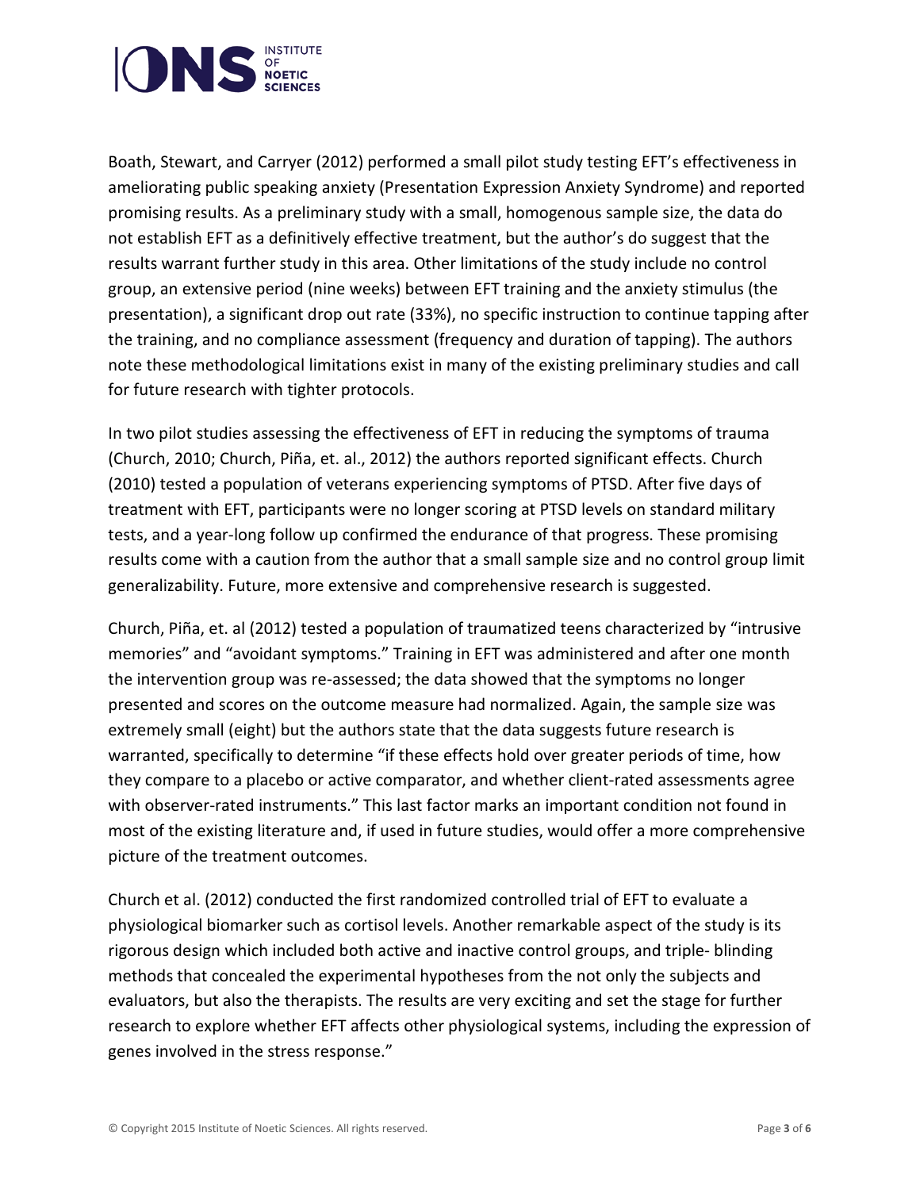Boath, Stewart, and Carryer (2012) performed a small pilot study testing EFT's effectiveness in ameliorating public speaking anxiety (Presentation Expression Anxiety Syndrome) and reported promising results. As a preliminary study with a small, homogenous sample size, the data do not establish EFT as a definitively effective treatment, but the author's do suggest that the results warrant further study in this area. Other limitations of the study include no control group, an extensive period (nine weeks) between EFT training and the anxiety stimulus (the presentation), a significant drop out rate (33%), no specific instruction to continue tapping after the training, and no compliance assessment (frequency and duration of tapping). The authors note these methodological limitations exist in many of the existing preliminary studies and call for future research with tighter protocols.

In two pilot studies assessing the effectiveness of EFT in reducing the symptoms of trauma (Church, 2010; Church, Piña, et. al., 2012) the authors reported significant effects. Church (2010) tested a population of veterans experiencing symptoms of PTSD. After five days of treatment with EFT, participants were no longer scoring at PTSD levels on standard military tests, and a year-long follow up confirmed the endurance of that progress. These promising results come with a caution from the author that a small sample size and no control group limit generalizability. Future, more extensive and comprehensive research is suggested.

Church, Piña, et. al (2012) tested a population of traumatized teens characterized by "intrusive memories" and "avoidant symptoms." Training in EFT was administered and after one month the intervention group was re-assessed; the data showed that the symptoms no longer presented and scores on the outcome measure had normalized. Again, the sample size was extremely small (eight) but the authors state that the data suggests future research is warranted, specifically to determine "if these effects hold over greater periods of time, how they compare to a placebo or active comparator, and whether client-rated assessments agree with observer-rated instruments." This last factor marks an important condition not found in most of the existing literature and, if used in future studies, would offer a more comprehensive picture of the treatment outcomes.

Church et al. (2012) conducted the first randomized controlled trial of EFT to evaluate a physiological biomarker such as cortisol levels. Another remarkable aspect of the study is its rigorous design which included both active and inactive control groups, and triple- blinding methods that concealed the experimental hypotheses from the not only the subjects and evaluators, but also the therapists. The results are very exciting and set the stage for further research to explore whether EFT affects other physiological systems, including the expression of genes involved in the stress response."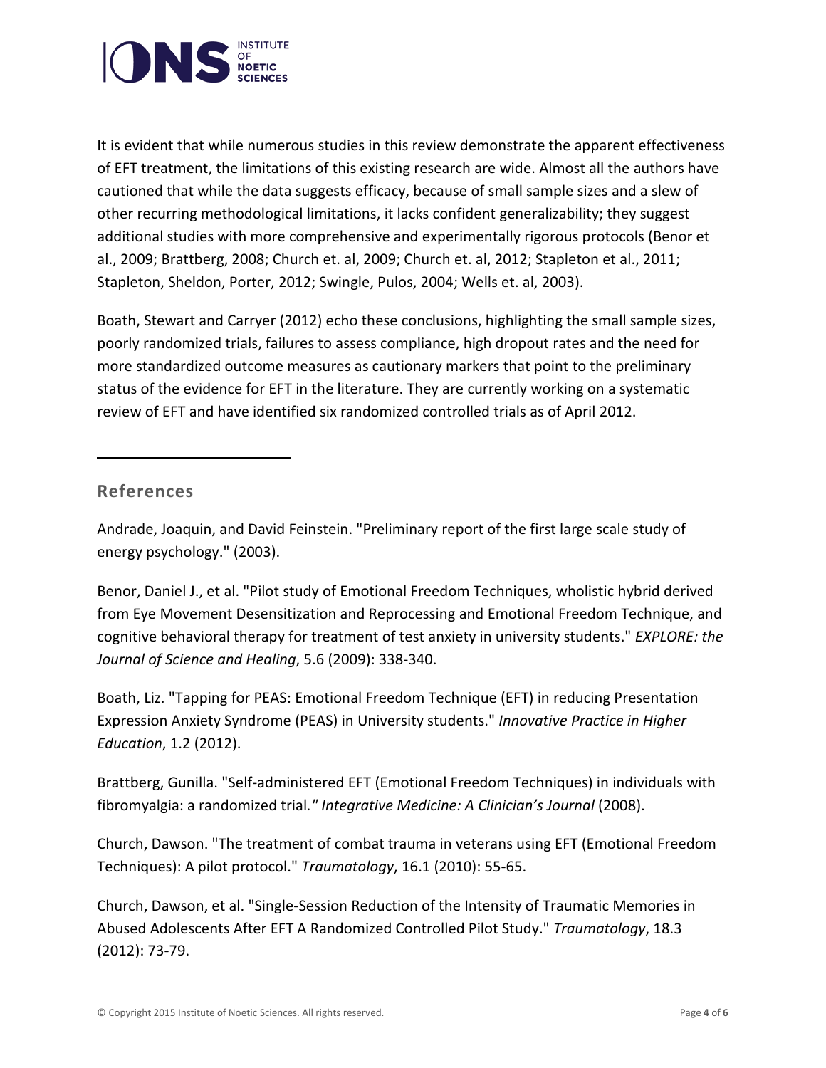It is evident that while numerous studies in this review demonstrate the apparent effectiveness of EFT treatment, the limitations of this existing research are wide. Almost all the authors have cautioned that while the data suggests efficacy, because of small sample sizes and a slew of other recurring methodological limitations, it lacks confident generalizability; they suggest additional studies with more comprehensive and experimentally rigorous protocols (Benor et al., 2009; Brattberg, 2008; Church et. al, 2009; Church et. al, 2012; Stapleton et al., 2011; Stapleton, Sheldon, Porter, 2012; Swingle, Pulos, 2004; Wells et. al, 2003).

Boath, Stewart and Carryer (2012) echo these conclusions, highlighting the small sample sizes, poorly randomized trials, failures to assess compliance, high dropout rates and the need for more standardized outcome measures as cautionary markers that point to the preliminary status of the evidence for EFT in the literature. They are currently working on a systematic review of EFT and have identified six randomized controlled trials as of April 2012.

---

## References

Andrade, Joaquin, and David Feinstein. "Preliminary report of the first large scale study of energy psychology." (2003).

Benor, Daniel J., et al. "Pilot study of Emotional Freedom Techniques, wholistic hybrid derived from Eye Movement Desensitization and Reprocessing and Emotional Freedom Technique, and cognitive behavioral therapy for treatment of test anxiety in university students." *EXPLORE: the Journal of Science and Healing*, 5.6 (2009): 338-340.

Boath, Liz. "Tapping for PEAS: Emotional Freedom Technique (EFT) in reducing Presentation Expression Anxiety Syndrome (PEAS) in University students." *Innovative Practice in Higher Education*, 1.2 (2012).

Brattberg, Gunilla. "Self-administered EFT (Emotional Freedom Techniques) in individuals with fibromyalgia: a randomized trial." *Integrative Medicine: A Clinician's Journal* (2008).

Church, Dawson. "The treatment of combat trauma in veterans using EFT (Emotional Freedom Techniques): A pilot protocol." *Traumatology*, 16.1 (2010): 55-65.

Church, Dawson, et al. "Single-Session Reduction of the Intensity of Traumatic Memories in Abused Adolescents After EFT A Randomized Controlled Pilot Study." *Traumatology*, 18.3 (2012): 73-79.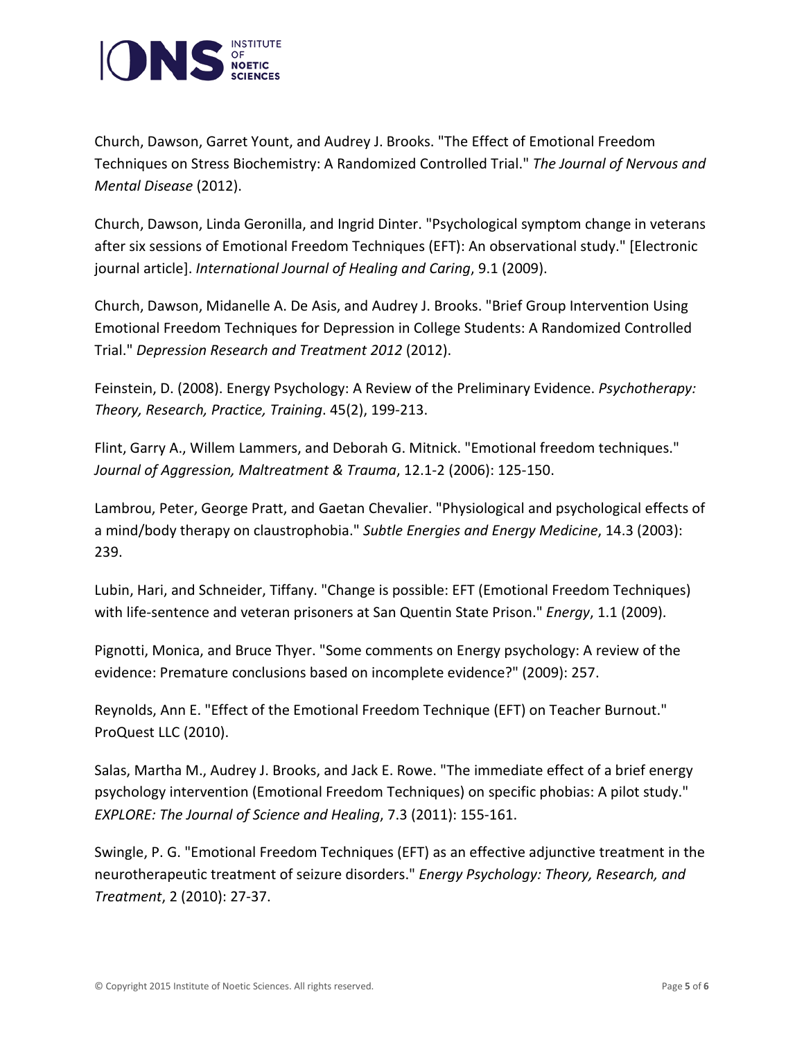Church, Dawson, Garret Yount, and Audrey J. Brooks. "The Effect of Emotional Freedom Techniques on Stress Biochemistry: A Randomized Controlled Trial." *The Journal of Nervous and Mental Disease* (2012).

Church, Dawson, Linda Geronilla, and Ingrid Dinter. "Psychological symptom change in veterans after six sessions of Emotional Freedom Techniques (EFT): An observational study." [Electronic journal article]. *International Journal of Healing and Caring*, 9.1 (2009).

Church, Dawson, Midanelle A. De Asis, and Audrey J. Brooks. "Brief Group Intervention Using Emotional Freedom Techniques for Depression in College Students: A Randomized Controlled Trial." *Depression Research and Treatment 2012* (2012).

Feinstein, D. (2008). Energy Psychology: A Review of the Preliminary Evidence. *Psychotherapy: Theory, Research, Practice, Training*. 45(2), 199-213.

Flint, Garry A., Willem Lammers, and Deborah G. Mitnick. "Emotional freedom techniques." *Journal of Aggression, Maltreatment & Trauma*, 12.1-2 (2006): 125-150.

Lambrou, Peter, George Pratt, and Gaetan Chevalier. "Physiological and psychological effects of a mind/body therapy on claustrophobia." *Subtle Energies and Energy Medicine*, 14.3 (2003): 239.

Lubin, Hari, and Schneider, Tiffany. "Change is possible: EFT (Emotional Freedom Techniques) with life-sentence and veteran prisoners at San Quentin State Prison." *Energy*, 1.1 (2009).

Pignotti, Monica, and Bruce Thyer. "Some comments on Energy psychology: A review of the evidence: Premature conclusions based on incomplete evidence?" (2009): 257.

Reynolds, Ann E. "Effect of the Emotional Freedom Technique (EFT) on Teacher Burnout." ProQuest LLC (2010).

Salas, Martha M., Audrey J. Brooks, and Jack E. Rowe. "The immediate effect of a brief energy psychology intervention (Emotional Freedom Techniques) on specific phobias: A pilot study." *EXPLORE: The Journal of Science and Healing*, 7.3 (2011): 155-161.

Swingle, P. G. "Emotional Freedom Techniques (EFT) as an effective adjunctive treatment in the neurotherapeutic treatment of seizure disorders." *Energy Psychology: Theory, Research, and Treatment*, 2 (2010): 27-37.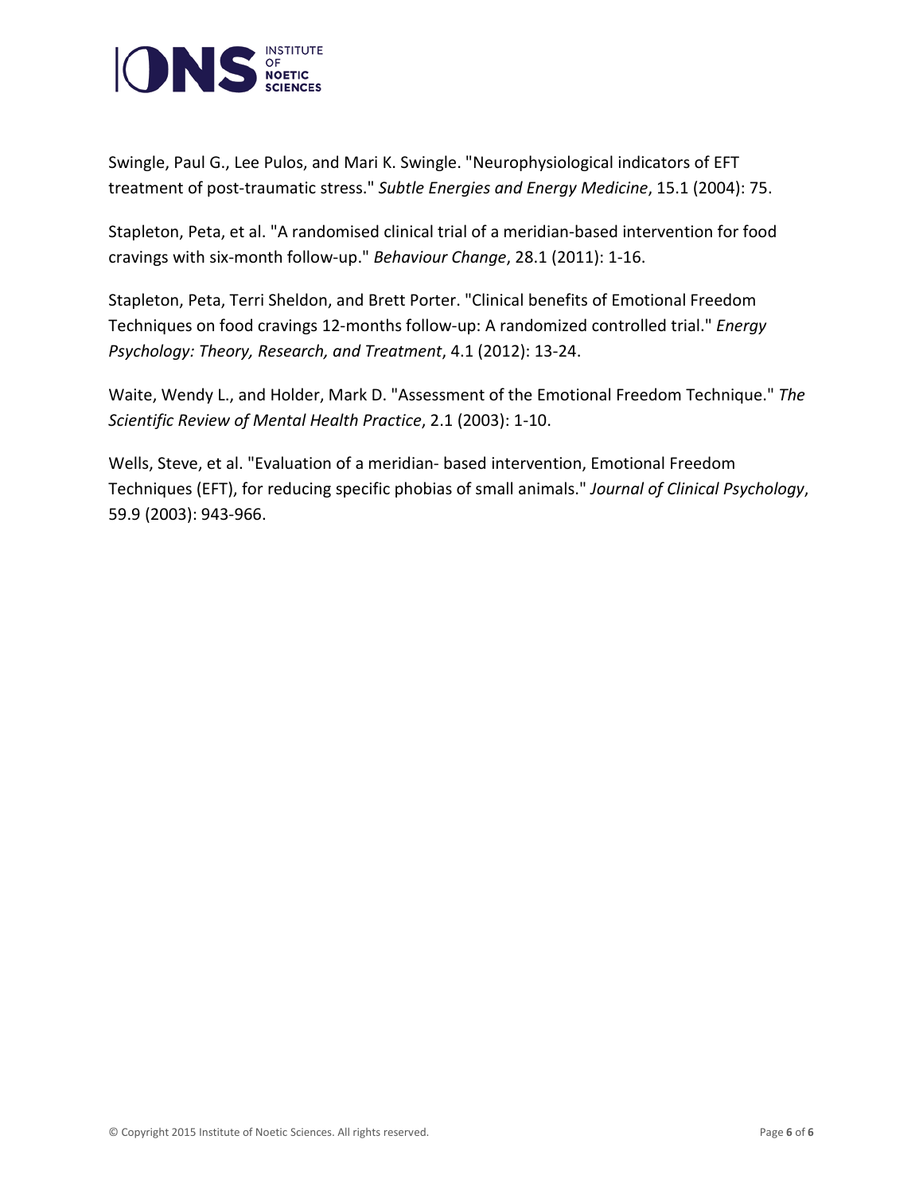Swingle, Paul G., Lee Pulos, and Mari K. Swingle. "Neurophysiological indicators of EFT treatment of post-traumatic stress." *Subtle Energies and Energy Medicine*, 15.1 (2004): 75.

Stapleton, Peta, et al. "A randomised clinical trial of a meridian-based intervention for food cravings with six-month follow-up." *Behaviour Change*, 28.1 (2011): 1-16.

Stapleton, Peta, Terri Sheldon, and Brett Porter. "Clinical benefits of Emotional Freedom Techniques on food cravings 12-months follow-up: A randomized controlled trial." *Energy Psychology: Theory, Research, and Treatment*, 4.1 (2012): 13-24.

Waite, Wendy L., and Holder, Mark D. "Assessment of the Emotional Freedom Technique." *The Scientific Review of Mental Health Practice*, 2.1 (2003): 1-10.

Wells, Steve, et al. "Evaluation of a meridian- based intervention, Emotional Freedom Techniques (EFT), for reducing specific phobias of small animals." *Journal of Clinical Psychology*, 59.9 (2003): 943-966.